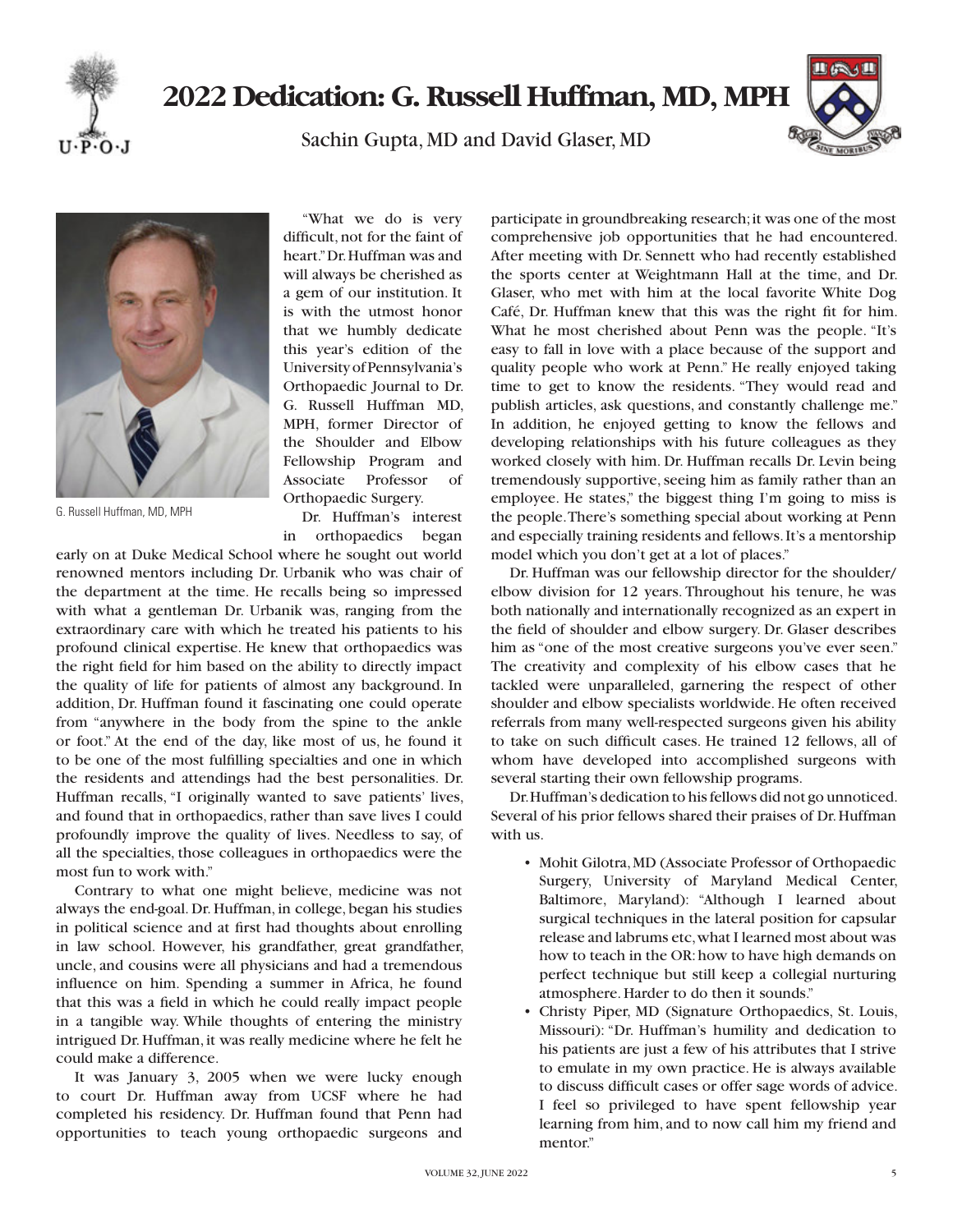# 2022 Dedication: G. Russell Huffman, MD, MPH

Sachin Gupta, MD and David Glaser, MD

G. Russell Huffman, MD, MPH

"What we do is very difficult, not for the faint of heart." Dr. Huffman was and will always be cherished as a gem of our institution. It is with the utmost honor that we humbly dedicate this year's edition of the University of Pennsylvania's Orthopaedic Journal to Dr. G. Russell Huffman MD, MPH, former Director of the Shoulder and Elbow Fellowship Program and Associate Professor of Orthopaedic Surgery.

Dr. Huffman's interest in orthopaedics began early on at Duke Medical School where he sought out world renowned mentors including Dr. Urbanik who was chair of the department at the time. He recalls being so impressed with what a gentleman Dr. Urbanik was, ranging from the extraordinary care with which he treated his patients to his profound clinical expertise. He knew that orthopaedics was the right field for him based on the ability to directly impact the quality of life for patients of almost any background. In addition, Dr. Huffman found it fascinating one could operate from "anywhere in the body from the spine to the ankle or foot." At the end of the day, like most of us, he found it to be one of the most fulfilling specialties and one in which the residents and attendings had the best personalities. Dr. Huffman recalls, "I originally wanted to save patients' lives, and found that in orthopaedics, rather than save lives I could profoundly improve the quality of lives. Needless to say, of all the specialties, those colleagues in orthopaedics were the most fun to work with."

Contrary to what one might believe, medicine was not always the end-goal. Dr. Huffman, in college, began his studies in political science and at first had thoughts about enrolling in law school. However, his grandfather, great grandfather, uncle, and cousins were all physicians and had a tremendous influence on him. Spending a summer in Africa, he found that this was a field in which he could really impact people in a tangible way. While thoughts of entering the ministry intrigued Dr. Huffman, it was really medicine where he felt he could make a difference.

It was January 3, 2005 when we were lucky enough to court Dr. Huffman away from UCSF where he had completed his residency. Dr. Huffman found that Penn had opportunities to teach young orthopaedic surgeons and participate in groundbreaking research; it was one of the most comprehensive job opportunities that he had encountered. After meeting with Dr. Sennett who had recently established the sports center at Weightmann Hall at the time, and Dr. Glaser, who met with him at the local favorite White Dog Café, Dr. Huffman knew that this was the right fit for him. What he most cherished about Penn was the people. "It's easy to fall in love with a place because of the support and quality people who work at Penn." He really enjoyed taking time to get to know the residents. "They would read and publish articles, ask questions, and constantly challenge me." In addition, he enjoyed getting to know the fellows and developing relationships with his future colleagues as they worked closely with him. Dr. Huffman recalls Dr. Levin being tremendously supportive, seeing him as family rather than an employee. He states," the biggest thing I'm going to miss is the people. There's something special about working at Penn and especially training residents and fellows. It's a mentorship model which you don't get at a lot of places."

Dr. Huffman was our fellowship director for the shoulder/elbow division for 12 years. Throughout his tenure, he was both nationally and internationally recognized as an expert in the field of shoulder and elbow surgery. Dr. Glaser describes him as "one of the most creative surgeons you've ever seen." The creativity and complexity of his elbow cases that he tackled were unparalleled, garnering the respect of other shoulder and elbow specialists worldwide. He often received referrals from many well-respected surgeons given his ability to take on such difficult cases. He trained 12 fellows, all of whom have developed into accomplished surgeons with several starting their own fellowship programs.

Dr. Huffman's dedication to his fellows did not go unnoticed. Several of his prior fellows shared their praises of Dr. Huffman with us.

- Mohit Gilotra, MD (Associate Professor of Orthopaedic Surgery, University of Maryland Medical Center, Baltimore, Maryland): "Although I learned about surgical techniques in the lateral position for capsular release and labrums etc, what I learned most about was how to teach in the OR: how to have high demands on perfect technique but still keep a collegial nurturing atmosphere. Harder to do then it sounds."
- Christy Piper, MD (Signature Orthopaedics, St. Louis, Missouri): "Dr. Huffman's humility and dedication to his patients are just a few of his attributes that I strive to emulate in my own practice. He is always available to discuss difficult cases or offer sage words of advice. I feel so privileged to have spent fellowship year learning from him, and to now call him my friend and mentor."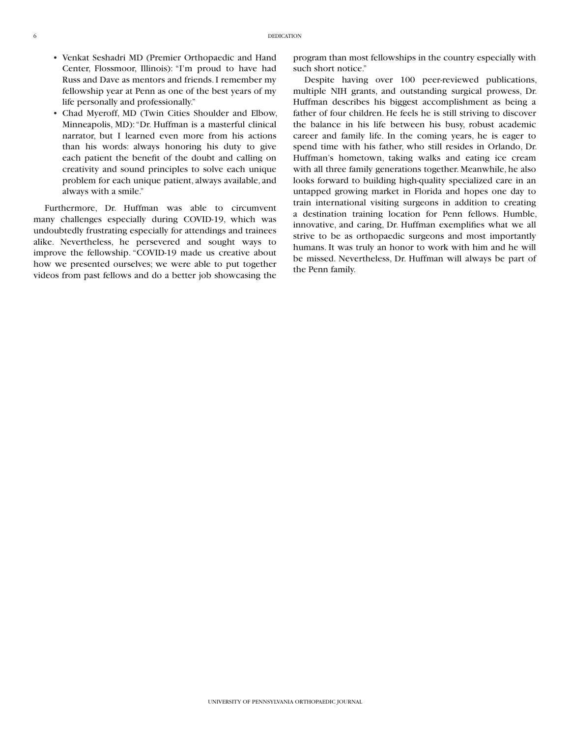- Venkat Seshadri MD (Premier Orthopaedic and Hand Center, Flossmoor, Illinois): "I'm proud to have had Russ and Dave as mentors and friends. I remember my fellowship year at Penn as one of the best years of my life personally and professionally."
- Chad Myeroff, MD (Twin Cities Shoulder and Elbow, Minneapolis, MD): "Dr. Huffman is a masterful clinical narrator, but I learned even more from his actions than his words: always honoring his duty to give each patient the benefit of the doubt and calling on creativity and sound principles to solve each unique problem for each unique patient, always available, and always with a smile."

Furthermore, Dr. Huffman was able to circumvent many challenges especially during COVID-19, which was undoubtedly frustrating especially for attendings and trainees alike. Nevertheless, he persevered and sought ways to improve the fellowship. "COVID-19 made us creative about how we presented ourselves; we were able to put together videos from past fellows and do a better job showcasing the program than most fellowships in the country especially with such short notice."

Despite having over 100 peer-reviewed publications, multiple NIH grants, and outstanding surgical prowess, Dr. Huffman describes his biggest accomplishment as being a father of four children. He feels he is still striving to discover the balance in his life between his busy, robust academic career and family life. In the coming years, he is eager to spend time with his father, who still resides in Orlando, Dr. Huffman's hometown, taking walks and eating ice cream with all three family generations together. Meanwhile, he also looks forward to building high-quality specialized care in an untapped growing market in Florida and hopes one day to train international visiting surgeons in addition to creating a destination training location for Penn fellows. Humble, innovative, and caring, Dr. Huffman exemplifies what we all strive to be as orthopaedic surgeons and most importantly humans. It was truly an honor to work with him and he will be missed. Nevertheless, Dr. Huffman will always be part of the Penn family.